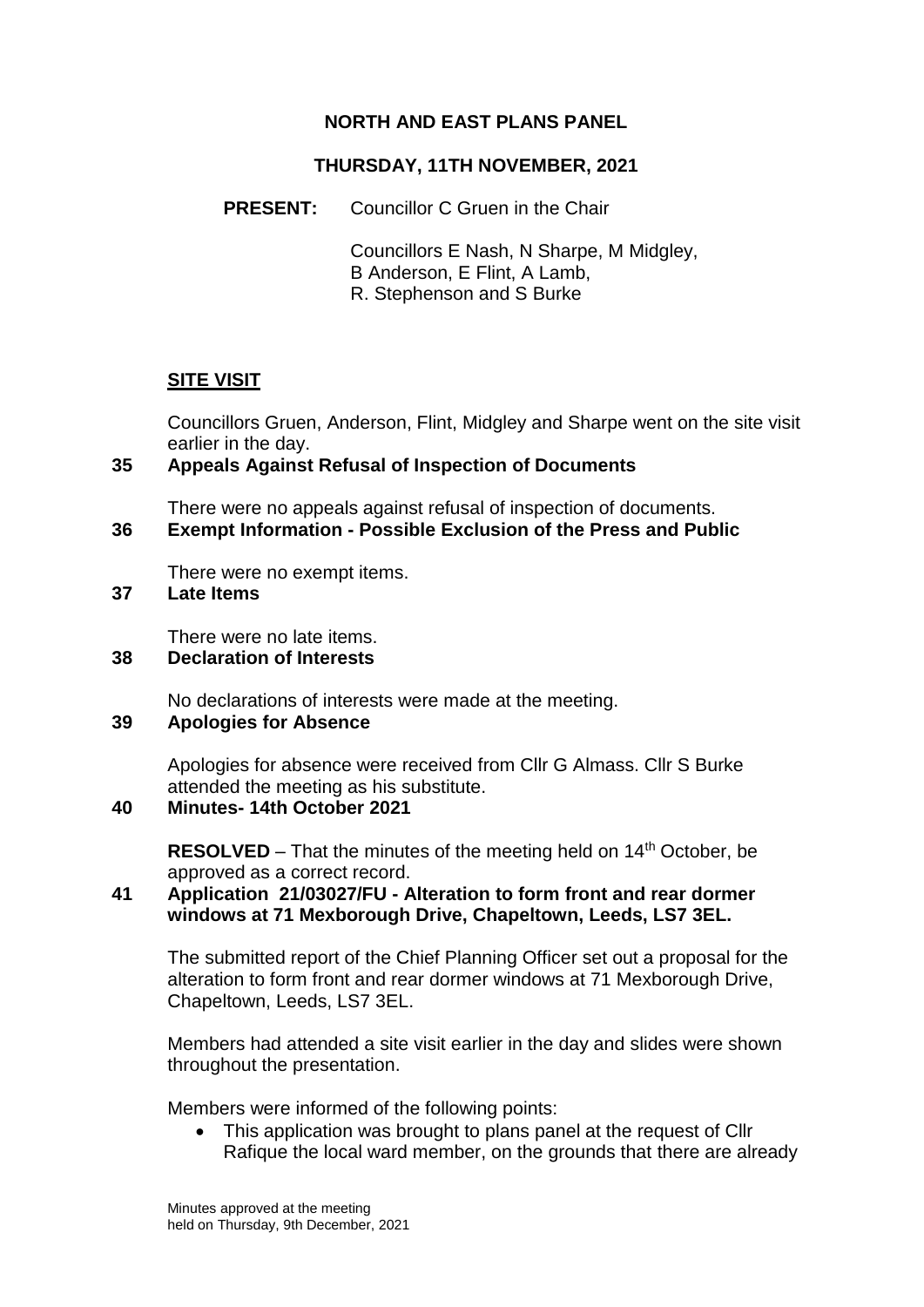# NORTH AND EAST PLANS PANEL

## THURSDAY, 11TH NOVEMBER, 2021

**PRESENT:** Councillor C Gruen in the Chair

Councillors E Nash, N Sharpe, M Midgley, B Anderson, E Flint, A Lamb, R. Stephenson and S Burke

### SITE VISIT

Councillors Gruen, Anderson, Flint, Midgley and Sharpe went on the site visit earlier in the day.

### 35 Appeals Against Refusal of Inspection of Documents

There were no appeals against refusal of inspection of documents.

### 36 Exempt Information - Possible Exclusion of the Press and Public

There were no exempt items.

### 37 Late Items

There were no late items.

### 38 Declaration of Interests

No declarations of interests were made at the meeting.

### 39 Apologies for Absence

Apologies for absence were received from Cllr G Almass. Cllr S Burke attended the meeting as his substitute.

### 40 Minutes- 14th October 2021

**RESOLVED** – That the minutes of the meeting held on 14th October, be approved as a correct record.

### 41 Application 21/03027/FU - Alteration to form front and rear dormer windows at 71 Mexborough Drive, Chapeltown, Leeds, LS7 3EL.

The submitted report of the Chief Planning Officer set out a proposal for the alteration to form front and rear dormer windows at 71 Mexborough Drive, Chapeltown, Leeds, LS7 3EL.

Members had attended a site visit earlier in the day and slides were shown throughout the presentation.

Members were informed of the following points:

- This application was brought to plans panel at the request of Cllr Rafique the local ward member, on the grounds that there are already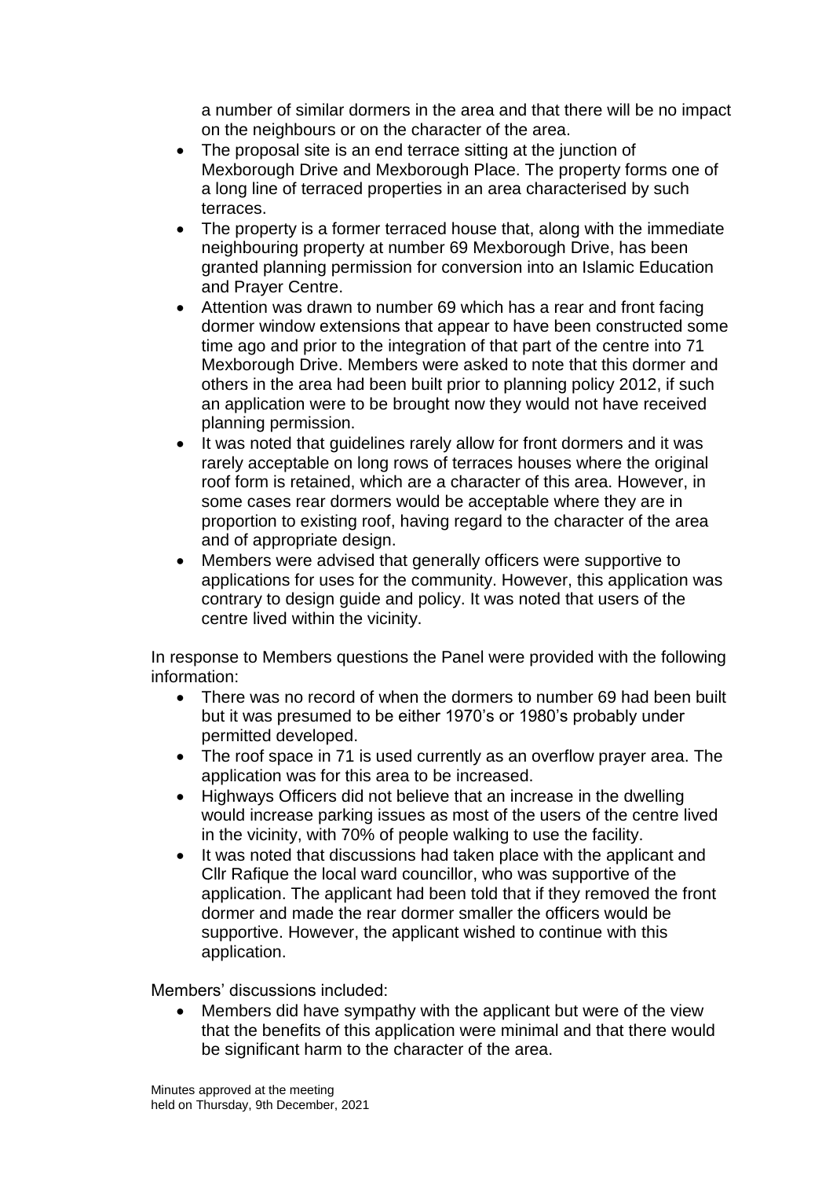a number of similar dormers in the area and that there will be no impact on the neighbours or on the character of the area.

- The proposal site is an end terrace sitting at the junction of Mexborough Drive and Mexborough Place. The property forms one of a long line of terraced properties in an area characterised by such terraces.
- The property is a former terraced house that, along with the immediate neighbouring property at number 69 Mexborough Drive, has been granted planning permission for conversion into an Islamic Education and Prayer Centre.
- Attention was drawn to number 69 which has a rear and front facing dormer window extensions that appear to have been constructed some time ago and prior to the integration of that part of the centre into 71 Mexborough Drive. Members were asked to note that this dormer and others in the area had been built prior to planning policy 2012, if such an application were to be brought now they would not have received planning permission.
- It was noted that guidelines rarely allow for front dormers and it was rarely acceptable on long rows of terraces houses where the original roof form is retained, which are a character of this area. However, in some cases rear dormers would be acceptable where they are in proportion to existing roof, having regard to the character of the area and of appropriate design.
- Members were advised that generally officers were supportive to applications for uses for the community. However, this application was contrary to design guide and policy. It was noted that users of the centre lived within the vicinity.

In response to Members questions the Panel were provided with the following information:

- There was no record of when the dormers to number 69 had been built but it was presumed to be either 1970's or 1980's probably under permitted developed.
- The roof space in 71 is used currently as an overflow prayer area. The application was for this area to be increased.
- Highways Officers did not believe that an increase in the dwelling would increase parking issues as most of the users of the centre lived in the vicinity, with 70% of people walking to use the facility.
- It was noted that discussions had taken place with the applicant and Cllr Rafique the local ward councillor, who was supportive of the application. The applicant had been told that if they removed the front dormer and made the rear dormer smaller the officers would be supportive. However, the applicant wished to continue with this application.

Members' discussions included:

- Members did have sympathy with the applicant but were of the view that the benefits of this application were minimal and that there would be significant harm to the character of the area.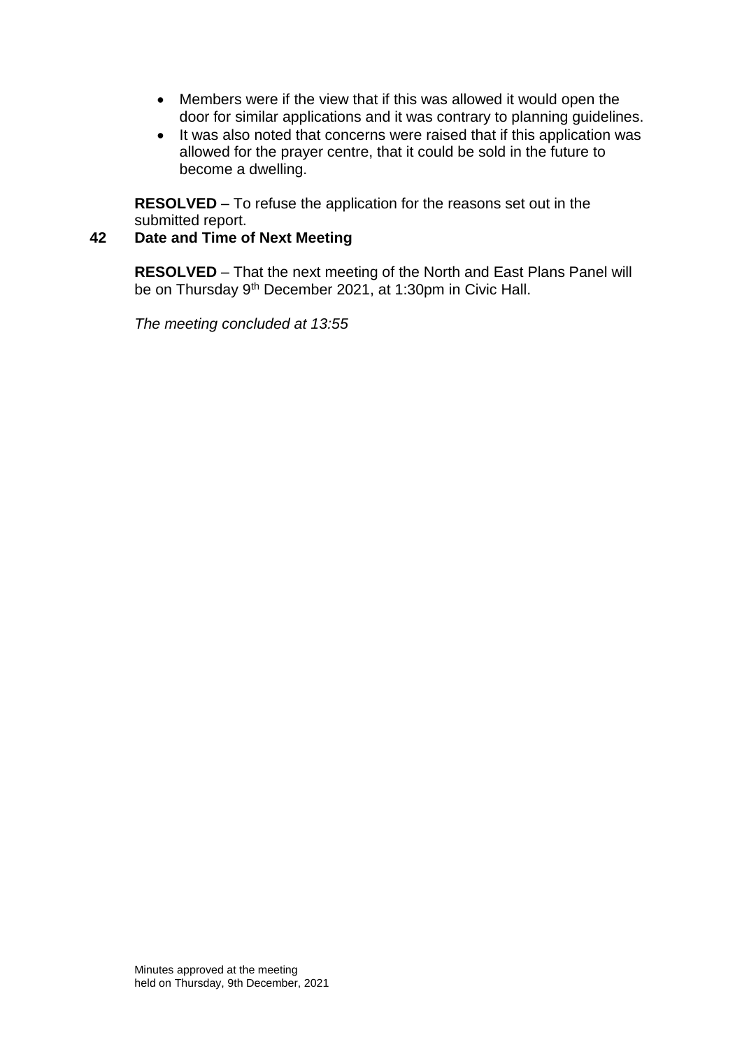- Members were if the view that if this was allowed it would open the door for similar applications and it was contrary to planning guidelines.
- It was also noted that concerns were raised that if this application was allowed for the prayer centre, that it could be sold in the future to become a dwelling.

**RESOLVED** – To refuse the application for the reasons set out in the submitted report.

**42 Date and Time of Next Meeting**

**RESOLVED** – That the next meeting of the North and East Plans Panel will be on Thursday 9th December 2021, at 1:30pm in Civic Hall.

*The meeting concluded at 13:55*

Minutes approved at the meeting
held on Thursday, 9th December, 2021